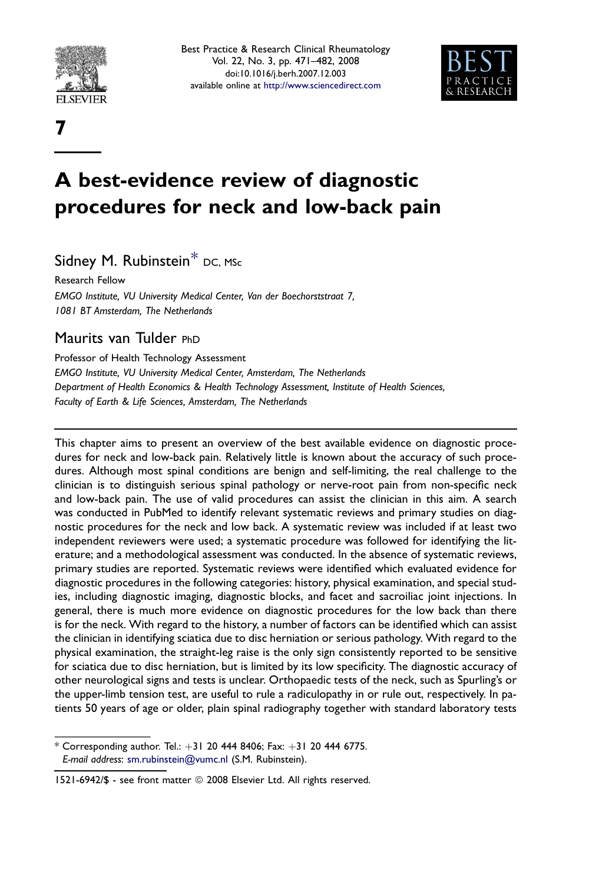7

# A best-evidence review of diagnostic procedures for neck and low-back pain

## Sidney M. Rubinstein* DC, MSc

Research Fellow

*EMGO Institute, VU University Medical Center, Van der Boechorststraat 7, 1081 BT Amsterdam, The Netherlands*

## Maurits van Tulder PhD

Professor of Health Technology Assessment

*EMGO Institute, VU University Medical Center, Amsterdam, The Netherlands*

*Department of Health Economics & Health Technology Assessment, Institute of Health Sciences, Faculty of Earth & Life Sciences, Amsterdam, The Netherlands*

---

This chapter aims to present an overview of the best available evidence on diagnostic procedures for neck and low-back pain. Relatively little is known about the accuracy of such procedures. Although most spinal conditions are benign and self-limiting, the real challenge to the clinician is to distinguish serious spinal pathology or nerve-root pain from non-specific neck and low-back pain. The use of valid procedures can assist the clinician in this aim. A search was conducted in PubMed to identify relevant systematic reviews and primary studies on diagnostic procedures for the neck and low back. A systematic review was included if at least two independent reviewers were used; a systematic procedure was followed for identifying the literature; and a methodological assessment was conducted. In the absence of systematic reviews, primary studies are reported. Systematic reviews were identified which evaluated evidence for diagnostic procedures in the following categories: history, physical examination, and special studies, including diagnostic imaging, diagnostic blocks, and facet and sacroiliac joint injections. In general, there is much more evidence on diagnostic procedures for the low back than there is for the neck. With regard to the history, a number of factors can be identified which can assist the clinician in identifying sciatica due to disc herniation or serious pathology. With regard to the physical examination, the straight-leg raise is the only sign consistently reported to be sensitive for sciatica due to disc herniation, but is limited by its low specificity. The diagnostic accuracy of other neurological signs and tests is unclear. Orthopaedic tests of the neck, such as Spurling's or the upper-limb tension test, are useful to rule a radiculopathy in or rule out, respectively. In patients 50 years of age or older, plain spinal radiography together with standard laboratory tests

---

* Corresponding author. Tel.: +31 20 444 8406; Fax: +31 20 444 6775.
*E-mail address*: sm.rubinstein@vumc.nl (S.M. Rubinstein).

1521-6942/$ - see front matter © 2008 Elsevier Ltd. All rights reserved.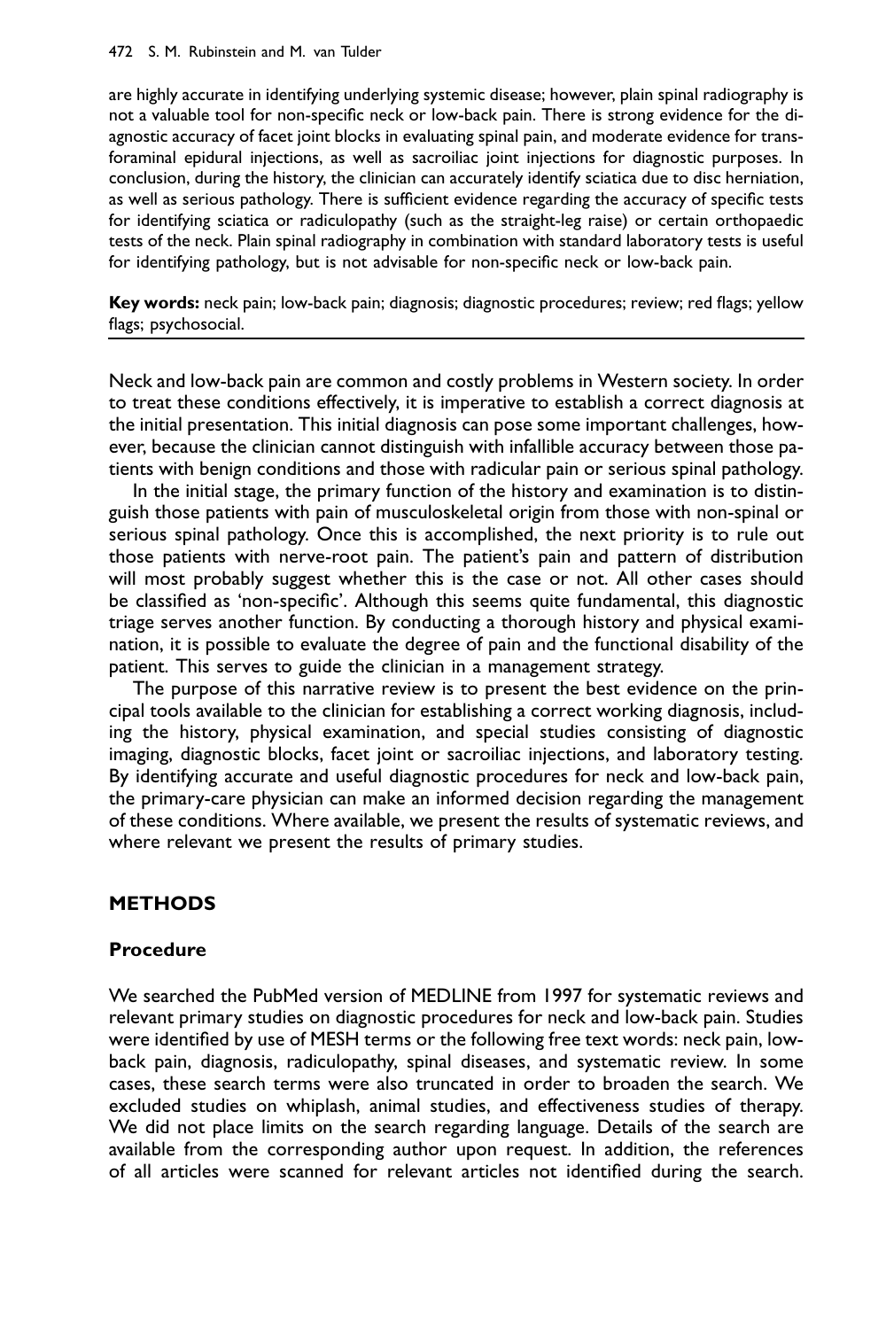are highly accurate in identifying underlying systemic disease; however, plain spinal radiography is not a valuable tool for non-specific neck or low-back pain. There is strong evidence for the diagnostic accuracy of facet joint blocks in evaluating spinal pain, and moderate evidence for transforaminal epidural injections, as well as sacroiliac joint injections for diagnostic purposes. In conclusion, during the history, the clinician can accurately identify sciatica due to disc herniation, as well as serious pathology. There is sufficient evidence regarding the accuracy of specific tests for identifying sciatica or radiculopathy (such as the straight-leg raise) or certain orthopaedic tests of the neck. Plain spinal radiography in combination with standard laboratory tests is useful for identifying pathology, but is not advisable for non-specific neck or low-back pain.

**Key words:** neck pain; low-back pain; diagnosis; diagnostic procedures; review; red flags; yellow flags; psychosocial.

Neck and low-back pain are common and costly problems in Western society. In order to treat these conditions effectively, it is imperative to establish a correct diagnosis at the initial presentation. This initial diagnosis can pose some important challenges, however, because the clinician cannot distinguish with infallible accuracy between those patients with benign conditions and those with radicular pain or serious spinal pathology.

In the initial stage, the primary function of the history and examination is to distinguish those patients with pain of musculoskeletal origin from those with non-spinal or serious spinal pathology. Once this is accomplished, the next priority is to rule out those patients with nerve-root pain. The patient's pain and pattern of distribution will most probably suggest whether this is the case or not. All other cases should be classified as 'non-specific'. Although this seems quite fundamental, this diagnostic triage serves another function. By conducting a thorough history and physical examination, it is possible to evaluate the degree of pain and the functional disability of the patient. This serves to guide the clinician in a management strategy.

The purpose of this narrative review is to present the best evidence on the principal tools available to the clinician for establishing a correct working diagnosis, including the history, physical examination, and special studies consisting of diagnostic imaging, diagnostic blocks, facet joint or sacroiliac injections, and laboratory testing. By identifying accurate and useful diagnostic procedures for neck and low-back pain, the primary-care physician can make an informed decision regarding the management of these conditions. Where available, we present the results of systematic reviews, and where relevant we present the results of primary studies.

## METHODS

### Procedure

We searched the PubMed version of MEDLINE from 1997 for systematic reviews and relevant primary studies on diagnostic procedures for neck and low-back pain. Studies were identified by use of MESH terms or the following free text words: neck pain, low-back pain, diagnosis, radiculopathy, spinal diseases, and systematic review. In some cases, these search terms were also truncated in order to broaden the search. We excluded studies on whiplash, animal studies, and effectiveness studies of therapy. We did not place limits on the search regarding language. Details of the search are available from the corresponding author upon request. In addition, the references of all articles were scanned for relevant articles not identified during the search.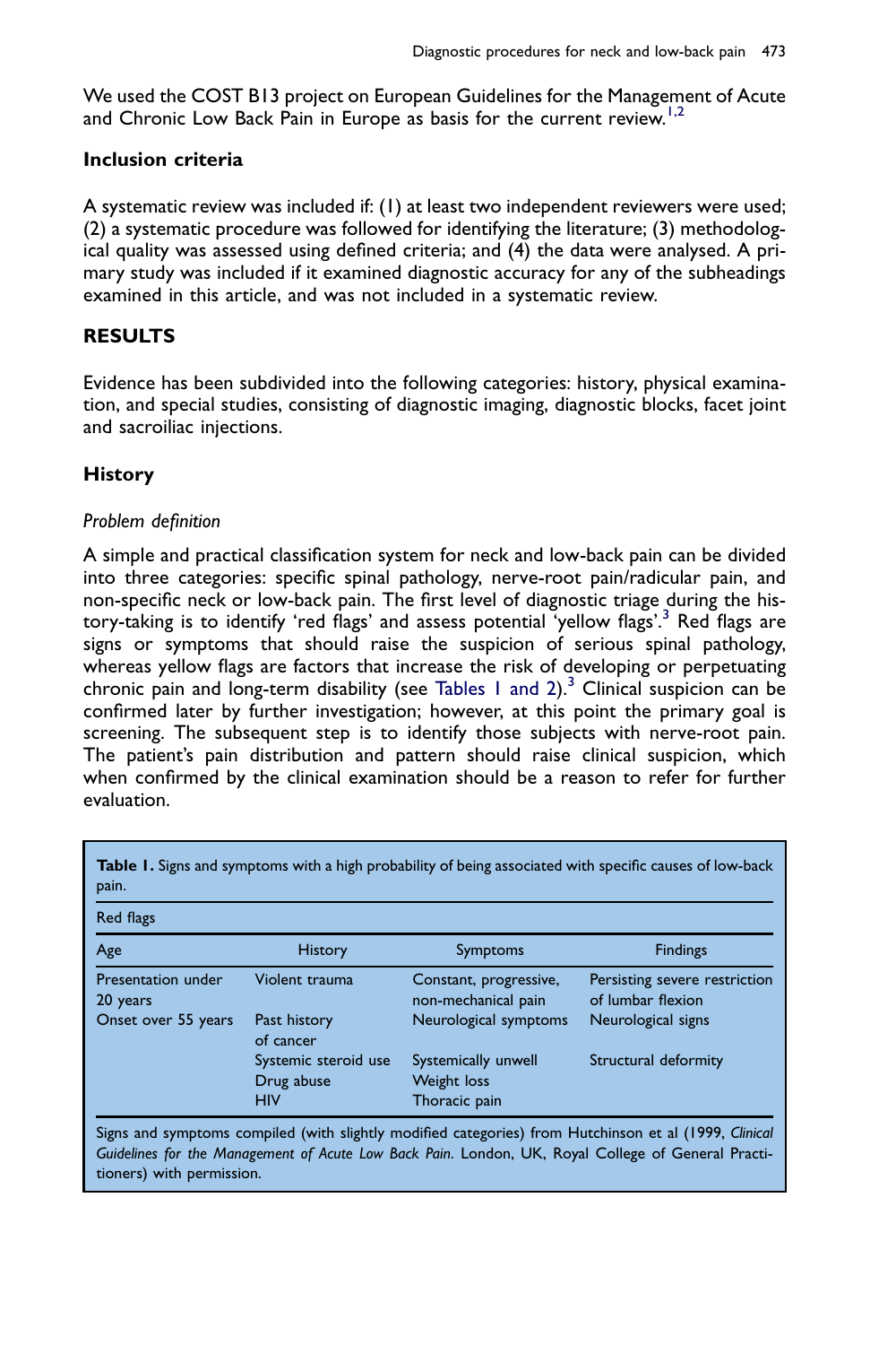We used the COST B13 project on European Guidelines for the Management of Acute and Chronic Low Back Pain in Europe as basis for the current review.[1,2]

### Inclusion criteria

A systematic review was included if: (1) at least two independent reviewers were used; (2) a systematic procedure was followed for identifying the literature; (3) methodological quality was assessed using defined criteria; and (4) the data were analysed. A primary study was included if it examined diagnostic accuracy for any of the subheadings examined in this article, and was not included in a systematic review.

## RESULTS

Evidence has been subdivided into the following categories: history, physical examination, and special studies, consisting of diagnostic imaging, diagnostic blocks, facet joint and sacroiliac injections.

### History

*Problem definition*

A simple and practical classification system for neck and low-back pain can be divided into three categories: specific spinal pathology, nerve-root pain/radicular pain, and non-specific neck or low-back pain. The first level of diagnostic triage during the history-taking is to identify 'red flags' and assess potential 'yellow flags'.[3] Red flags are signs or symptoms that should raise the suspicion of serious spinal pathology, whereas yellow flags are factors that increase the risk of developing or perpetuating chronic pain and long-term disability (see Tables 1 and 2).[3] Clinical suspicion can be confirmed later by further investigation; however, at this point the primary goal is screening. The subsequent step is to identify those subjects with nerve-root pain. The patient's pain distribution and pattern should raise clinical suspicion, which when confirmed by the clinical examination should be a reason to refer for further evaluation.

**Table 1.** Signs and symptoms with a high probability of being associated with specific causes of low-back pain.

| Red flags | | | |
|---|---|---|---|
| **Age** | **History** | **Symptoms** | **Findings** |
| Presentation under 20 years | Violent trauma | Constant, progressive, non-mechanical pain | Persisting severe restriction of lumbar flexion |
| Onset over 55 years | Past history of cancer | Neurological symptoms | Neurological signs |
| | Systemic steroid use | Systemically unwell | Structural deformity |
| | Drug abuse | Weight loss | |
| | HIV | Thoracic pain | |

Signs and symptoms compiled (with slightly modified categories) from Hutchinson et al (1999, *Clinical Guidelines for the Management of Acute Low Back Pain*. London, UK, Royal College of General Practitioners) with permission.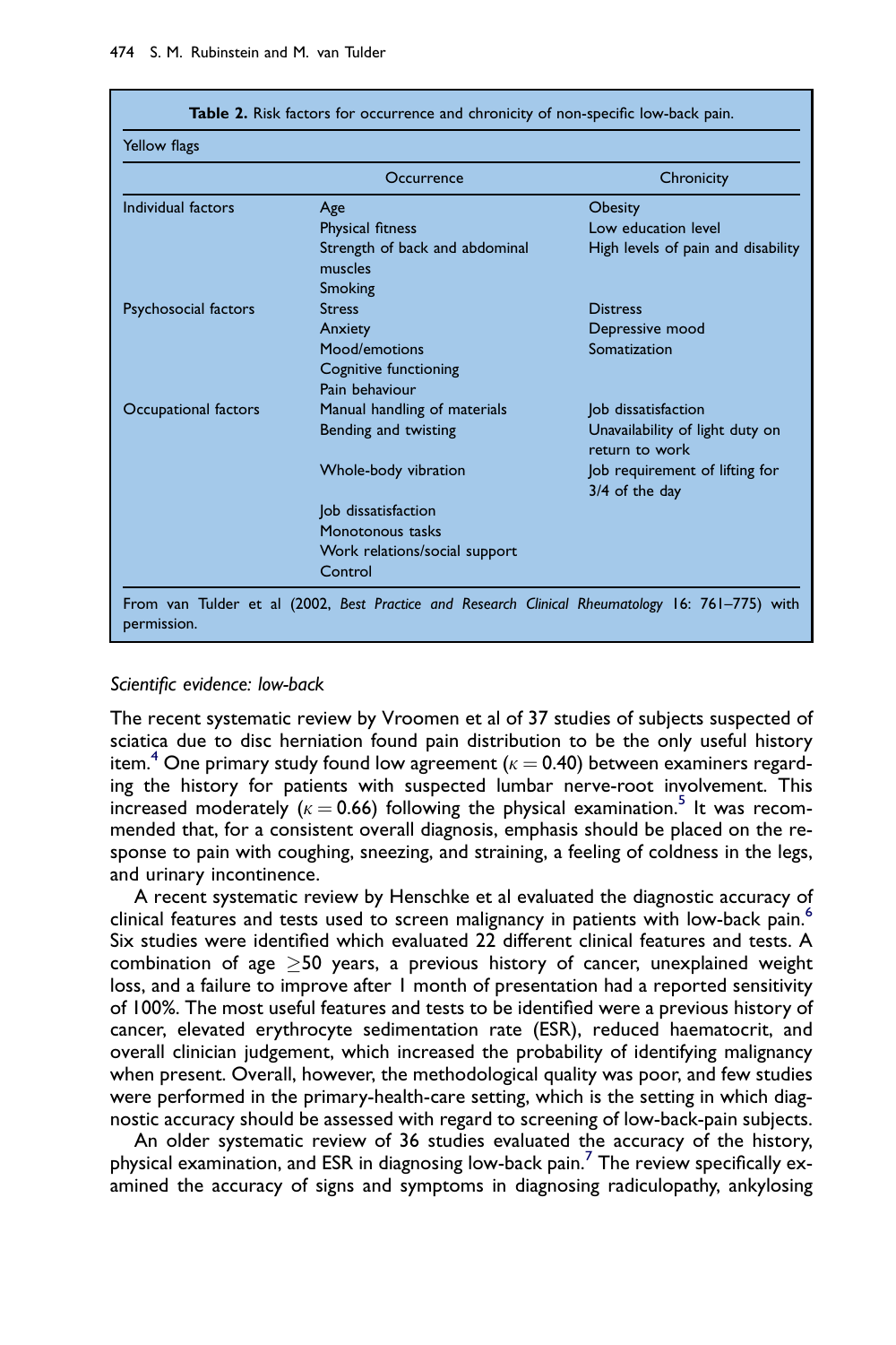**Table 2.** Risk factors for occurrence and chronicity of non-specific low-back pain.

| Yellow flags | | |
|---|---|---|
| | Occurrence | Chronicity |
| Individual factors | Age | Obesity |
| | Physical fitness | Low education level |
| | Strength of back and abdominal muscles | High levels of pain and disability |
| | Smoking | |
| Psychosocial factors | Stress | Distress |
| | Anxiety | Depressive mood |
| | Mood/emotions | Somatization |
| | Cognitive functioning | |
| | Pain behaviour | |
| Occupational factors | Manual handling of materials | Job dissatisfaction |
| | Bending and twisting | Unavailability of light duty on return to work |
| | Whole-body vibration | Job requirement of lifting for 3/4 of the day |
| | Job dissatisfaction | |
| | Monotonous tasks | |
| | Work relations/social support | |
| | Control | |

From van Tulder et al (2002, *Best Practice and Research Clinical Rheumatology* 16: 761–775) with permission.

*Scientific evidence: low-back*

The recent systematic review by Vroomen et al of 37 studies of subjects suspected of sciatica due to disc herniation found pain distribution to be the only useful history item.[4] One primary study found low agreement ($\kappa = 0.40$) between examiners regarding the history for patients with suspected lumbar nerve-root involvement. This increased moderately ($\kappa = 0.66$) following the physical examination.[5] It was recommended that, for a consistent overall diagnosis, emphasis should be placed on the response to pain with coughing, sneezing, and straining, a feeling of coldness in the legs, and urinary incontinence.

A recent systematic review by Henschke et al evaluated the diagnostic accuracy of clinical features and tests used to screen malignancy in patients with low-back pain.[6] Six studies were identified which evaluated 22 different clinical features and tests. A combination of age $\geq 50$ years, a previous history of cancer, unexplained weight loss, and a failure to improve after 1 month of presentation had a reported sensitivity of 100%. The most useful features and tests to be identified were a previous history of cancer, elevated erythrocyte sedimentation rate (ESR), reduced haematocrit, and overall clinician judgement, which increased the probability of identifying malignancy when present. Overall, however, the methodological quality was poor, and few studies were performed in the primary-health-care setting, which is the setting in which diagnostic accuracy should be assessed with regard to screening of low-back-pain subjects.

An older systematic review of 36 studies evaluated the accuracy of the history, physical examination, and ESR in diagnosing low-back pain.[7] The review specifically examined the accuracy of signs and symptoms in diagnosing radiculopathy, ankylosing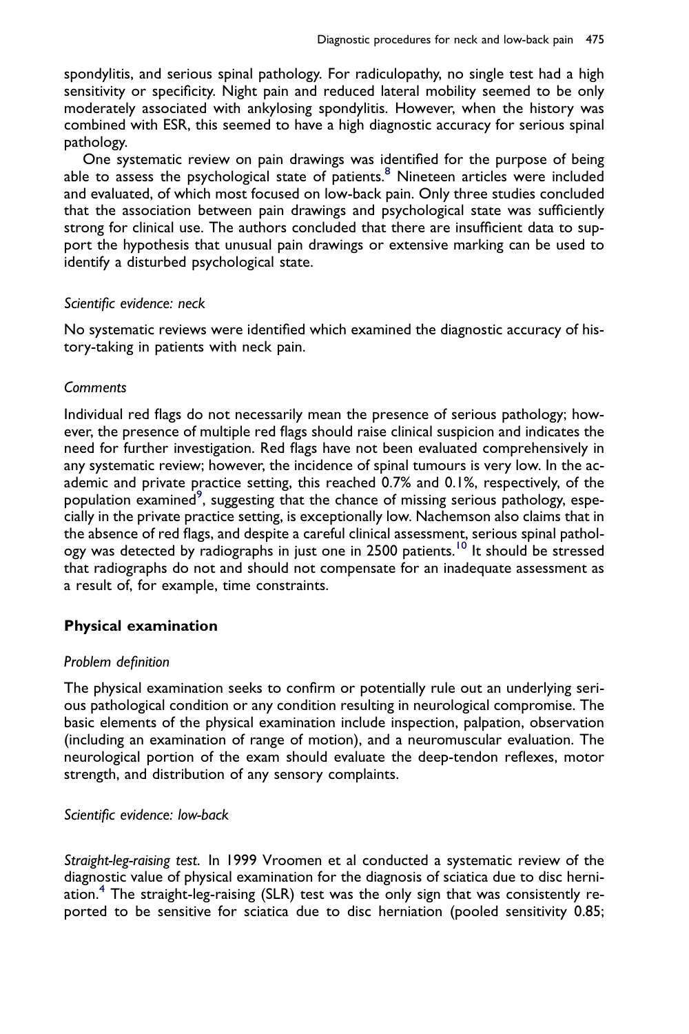spondylitis, and serious spinal pathology. For radiculopathy, no single test had a high sensitivity or specificity. Night pain and reduced lateral mobility seemed to be only moderately associated with ankylosing spondylitis. However, when the history was combined with ESR, this seemed to have a high diagnostic accuracy for serious spinal pathology.

One systematic review on pain drawings was identified for the purpose of being able to assess the psychological state of patients.[8] Nineteen articles were included and evaluated, of which most focused on low-back pain. Only three studies concluded that the association between pain drawings and psychological state was sufficiently strong for clinical use. The authors concluded that there are insufficient data to support the hypothesis that unusual pain drawings or extensive marking can be used to identify a disturbed psychological state.

### *Scientific evidence: neck*

No systematic reviews were identified which examined the diagnostic accuracy of history-taking in patients with neck pain.

### *Comments*

Individual red flags do not necessarily mean the presence of serious pathology; however, the presence of multiple red flags should raise clinical suspicion and indicates the need for further investigation. Red flags have not been evaluated comprehensively in any systematic review; however, the incidence of spinal tumours is very low. In the academic and private practice setting, this reached 0.7% and 0.1%, respectively, of the population examined[9], suggesting that the chance of missing serious pathology, especially in the private practice setting, is exceptionally low. Nachemson also claims that in the absence of red flags, and despite a careful clinical assessment, serious spinal pathology was detected by radiographs in just one in 2500 patients.[10] It should be stressed that radiographs do not and should not compensate for an inadequate assessment as a result of, for example, time constraints.

## Physical examination

### *Problem definition*

The physical examination seeks to confirm or potentially rule out an underlying serious pathological condition or any condition resulting in neurological compromise. The basic elements of the physical examination include inspection, palpation, observation (including an examination of range of motion), and a neuromuscular evaluation. The neurological portion of the exam should evaluate the deep-tendon reflexes, motor strength, and distribution of any sensory complaints.

### *Scientific evidence: low-back*

*Straight-leg-raising test.* In 1999 Vroomen et al conducted a systematic review of the diagnostic value of physical examination for the diagnosis of sciatica due to disc herniation.[4] The straight-leg-raising (SLR) test was the only sign that was consistently reported to be sensitive for sciatica due to disc herniation (pooled sensitivity 0.85;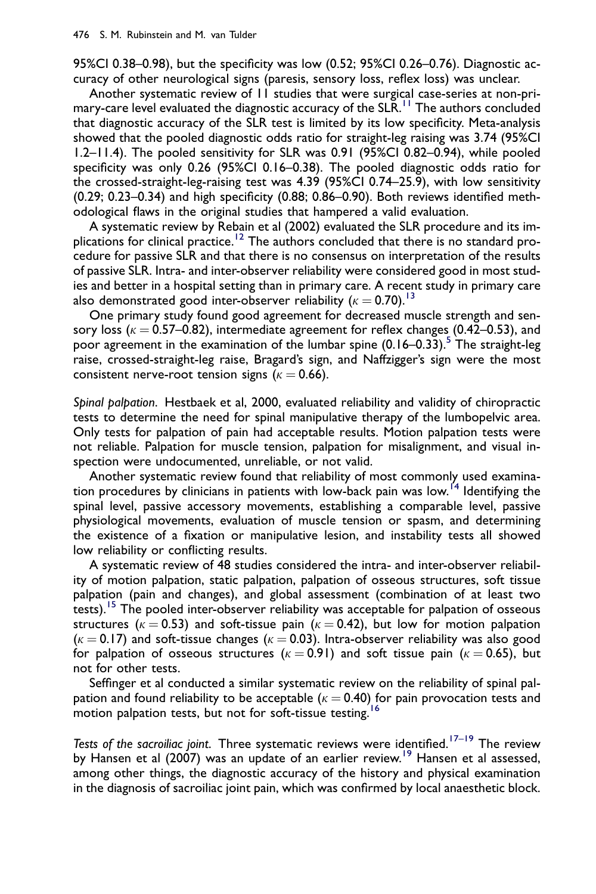95%CI 0.38–0.98), but the specificity was low (0.52; 95%CI 0.26–0.76). Diagnostic accuracy of other neurological signs (paresis, sensory loss, reflex loss) was unclear.

Another systematic review of 11 studies that were surgical case-series at non-primary-care level evaluated the diagnostic accuracy of the SLR.[11] The authors concluded that diagnostic accuracy of the SLR test is limited by its low specificity. Meta-analysis showed that the pooled diagnostic odds ratio for straight-leg raising was 3.74 (95%CI 1.2–11.4). The pooled sensitivity for SLR was 0.91 (95%CI 0.82–0.94), while pooled specificity was only 0.26 (95%CI 0.16–0.38). The pooled diagnostic odds ratio for the crossed-straight-leg-raising test was 4.39 (95%CI 0.74–25.9), with low sensitivity (0.29; 0.23–0.34) and high specificity (0.88; 0.86–0.90). Both reviews identified methodological flaws in the original studies that hampered a valid evaluation.

A systematic review by Rebain et al (2002) evaluated the SLR procedure and its implications for clinical practice.[12] The authors concluded that there is no standard procedure for passive SLR and that there is no consensus on interpretation of the results of passive SLR. Intra- and inter-observer reliability were considered good in most studies and better in a hospital setting than in primary care. A recent study in primary care also demonstrated good inter-observer reliability ($\kappa = 0.70$).[13]

One primary study found good agreement for decreased muscle strength and sensory loss ($\kappa = 0.57$–$0.82$), intermediate agreement for reflex changes (0.42–0.53), and poor agreement in the examination of the lumbar spine (0.16–0.33).[5] The straight-leg raise, crossed-straight-leg raise, Bragard's sign, and Naffzigger's sign were the most consistent nerve-root tension signs ($\kappa = 0.66$).

*Spinal palpation.* Hestbaek et al, 2000, evaluated reliability and validity of chiropractic tests to determine the need for spinal manipulative therapy of the lumbopelvic area. Only tests for palpation of pain had acceptable results. Motion palpation tests were not reliable. Palpation for muscle tension, palpation for misalignment, and visual inspection were undocumented, unreliable, or not valid.

Another systematic review found that reliability of most commonly used examination procedures by clinicians in patients with low-back pain was low.[14] Identifying the spinal level, passive accessory movements, establishing a comparable level, passive physiological movements, evaluation of muscle tension or spasm, and determining the existence of a fixation or manipulative lesion, and instability tests all showed low reliability or conflicting results.

A systematic review of 48 studies considered the intra- and inter-observer reliability of motion palpation, static palpation, palpation of osseous structures, soft tissue palpation (pain and changes), and global assessment (combination of at least two tests).[15] The pooled inter-observer reliability was acceptable for palpation of osseous structures ($\kappa = 0.53$) and soft-tissue pain ($\kappa = 0.42$), but low for motion palpation ($\kappa = 0.17$) and soft-tissue changes ($\kappa = 0.03$). Intra-observer reliability was also good for palpation of osseous structures ($\kappa = 0.91$) and soft tissue pain ($\kappa = 0.65$), but not for other tests.

Seffinger et al conducted a similar systematic review on the reliability of spinal palpation and found reliability to be acceptable ($\kappa = 0.40$) for pain provocation tests and motion palpation tests, but not for soft-tissue testing.[16]

*Tests of the sacroiliac joint.* Three systematic reviews were identified.[17–19] The review by Hansen et al (2007) was an update of an earlier review.[19] Hansen et al assessed, among other things, the diagnostic accuracy of the history and physical examination in the diagnosis of sacroiliac joint pain, which was confirmed by local anaesthetic block.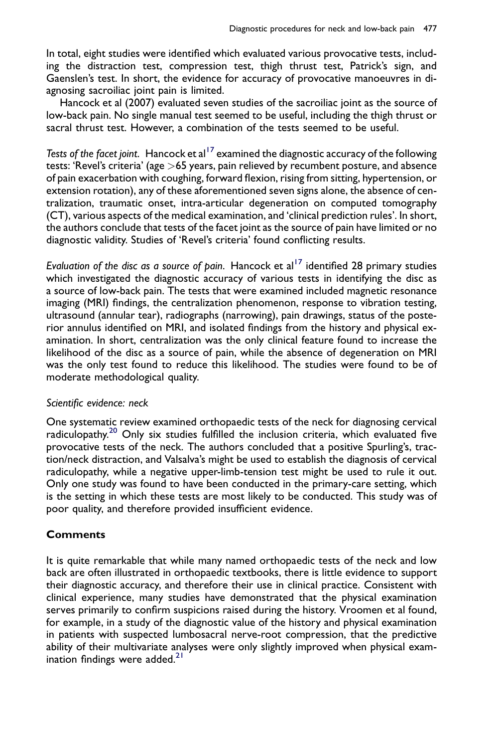In total, eight studies were identified which evaluated various provocative tests, including the distraction test, compression test, thigh thrust test, Patrick's sign, and Gaenslen's test. In short, the evidence for accuracy of provocative manoeuvres in diagnosing sacroiliac joint pain is limited.

Hancock et al (2007) evaluated seven studies of the sacroiliac joint as the source of low-back pain. No single manual test seemed to be useful, including the thigh thrust or sacral thrust test. However, a combination of the tests seemed to be useful.

*Tests of the facet joint*. Hancock et al[17] examined the diagnostic accuracy of the following tests: 'Revel's criteria' (age >65 years, pain relieved by recumbent posture, and absence of pain exacerbation with coughing, forward flexion, rising from sitting, hypertension, or extension rotation), any of these aforementioned seven signs alone, the absence of centralization, traumatic onset, intra-articular degeneration on computed tomography (CT), various aspects of the medical examination, and 'clinical prediction rules'. In short, the authors conclude that tests of the facet joint as the source of pain have limited or no diagnostic validity. Studies of 'Revel's criteria' found conflicting results.

*Evaluation of the disc as a source of pain*. Hancock et al[17] identified 28 primary studies which investigated the diagnostic accuracy of various tests in identifying the disc as a source of low-back pain. The tests that were examined included magnetic resonance imaging (MRI) findings, the centralization phenomenon, response to vibration testing, ultrasound (annular tear), radiographs (narrowing), pain drawings, status of the posterior annulus identified on MRI, and isolated findings from the history and physical examination. In short, centralization was the only clinical feature found to increase the likelihood of the disc as a source of pain, while the absence of degeneration on MRI was the only test found to reduce this likelihood. The studies were found to be of moderate methodological quality.

*Scientific evidence: neck*

One systematic review examined orthopaedic tests of the neck for diagnosing cervical radiculopathy.[20] Only six studies fulfilled the inclusion criteria, which evaluated five provocative tests of the neck. The authors concluded that a positive Spurling's, traction/neck distraction, and Valsalva's might be used to establish the diagnosis of cervical radiculopathy, while a negative upper-limb-tension test might be used to rule it out. Only one study was found to have been conducted in the primary-care setting, which is the setting in which these tests are most likely to be conducted. This study was of poor quality, and therefore provided insufficient evidence.

## Comments

It is quite remarkable that while many named orthopaedic tests of the neck and low back are often illustrated in orthopaedic textbooks, there is little evidence to support their diagnostic accuracy, and therefore their use in clinical practice. Consistent with clinical experience, many studies have demonstrated that the physical examination serves primarily to confirm suspicions raised during the history. Vroomen et al found, for example, in a study of the diagnostic value of the history and physical examination in patients with suspected lumbosacral nerve-root compression, that the predictive ability of their multivariate analyses were only slightly improved when physical examination findings were added.[21]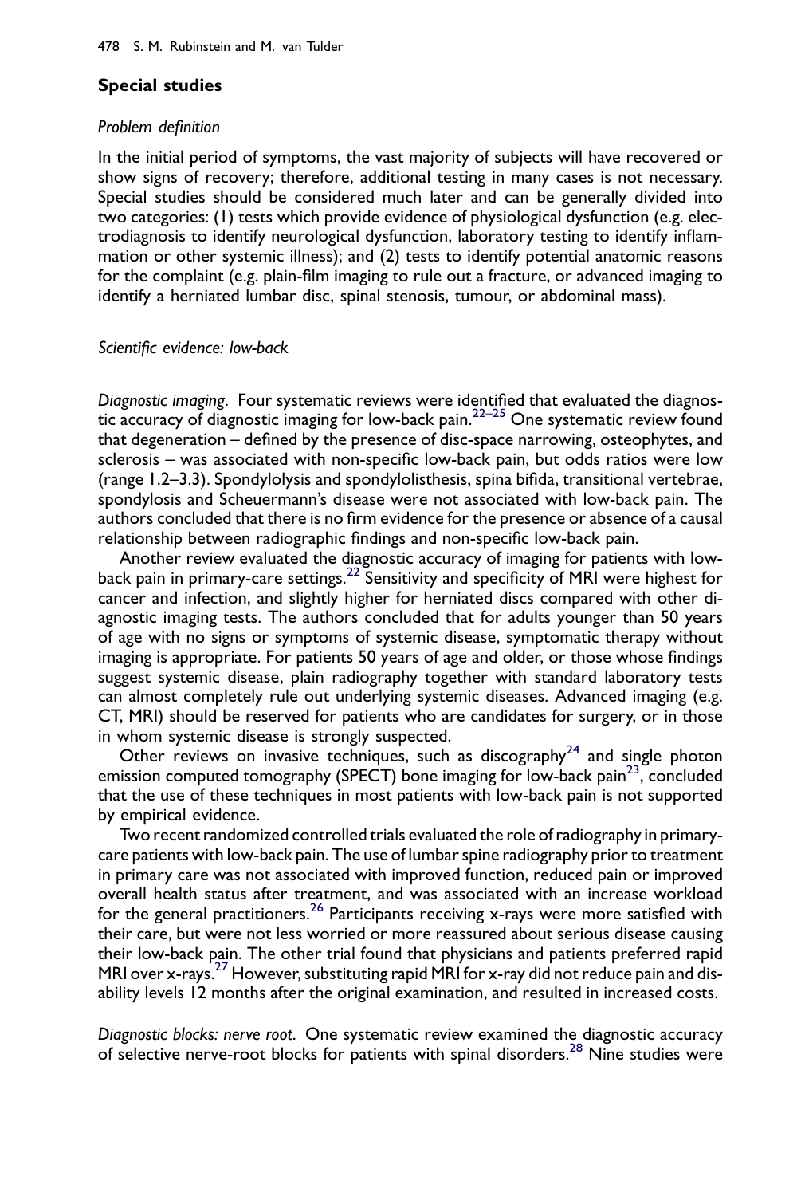## Special studies

### *Problem definition*

In the initial period of symptoms, the vast majority of subjects will have recovered or show signs of recovery; therefore, additional testing in many cases is not necessary. Special studies should be considered much later and can be generally divided into two categories: (1) tests which provide evidence of physiological dysfunction (e.g. electrodiagnosis to identify neurological dysfunction, laboratory testing to identify inflammation or other systemic illness); and (2) tests to identify potential anatomic reasons for the complaint (e.g. plain-film imaging to rule out a fracture, or advanced imaging to identify a herniated lumbar disc, spinal stenosis, tumour, or abdominal mass).

### *Scientific evidence: low-back*

*Diagnostic imaging*. Four systematic reviews were identified that evaluated the diagnostic accuracy of diagnostic imaging for low-back pain.[22–25] One systematic review found that degeneration – defined by the presence of disc-space narrowing, osteophytes, and sclerosis – was associated with non-specific low-back pain, but odds ratios were low (range 1.2–3.3). Spondylolysis and spondylolisthesis, spina bifida, transitional vertebrae, spondylosis and Scheuermann's disease were not associated with low-back pain. The authors concluded that there is no firm evidence for the presence or absence of a causal relationship between radiographic findings and non-specific low-back pain.

Another review evaluated the diagnostic accuracy of imaging for patients with low-back pain in primary-care settings.[22] Sensitivity and specificity of MRI were highest for cancer and infection, and slightly higher for herniated discs compared with other diagnostic imaging tests. The authors concluded that for adults younger than 50 years of age with no signs or symptoms of systemic disease, symptomatic therapy without imaging is appropriate. For patients 50 years of age and older, or those whose findings suggest systemic disease, plain radiography together with standard laboratory tests can almost completely rule out underlying systemic diseases. Advanced imaging (e.g. CT, MRI) should be reserved for patients who are candidates for surgery, or in those in whom systemic disease is strongly suspected.

Other reviews on invasive techniques, such as discography[24] and single photon emission computed tomography (SPECT) bone imaging for low-back pain[23], concluded that the use of these techniques in most patients with low-back pain is not supported by empirical evidence.

Two recent randomized controlled trials evaluated the role of radiography in primary-care patients with low-back pain. The use of lumbar spine radiography prior to treatment in primary care was not associated with improved function, reduced pain or improved overall health status after treatment, and was associated with an increase workload for the general practitioners.[26] Participants receiving x-rays were more satisfied with their care, but were not less worried or more reassured about serious disease causing their low-back pain. The other trial found that physicians and patients preferred rapid MRI over x-rays.[27] However, substituting rapid MRI for x-ray did not reduce pain and disability levels 12 months after the original examination, and resulted in increased costs.

*Diagnostic blocks: nerve root*. One systematic review examined the diagnostic accuracy of selective nerve-root blocks for patients with spinal disorders.[28] Nine studies were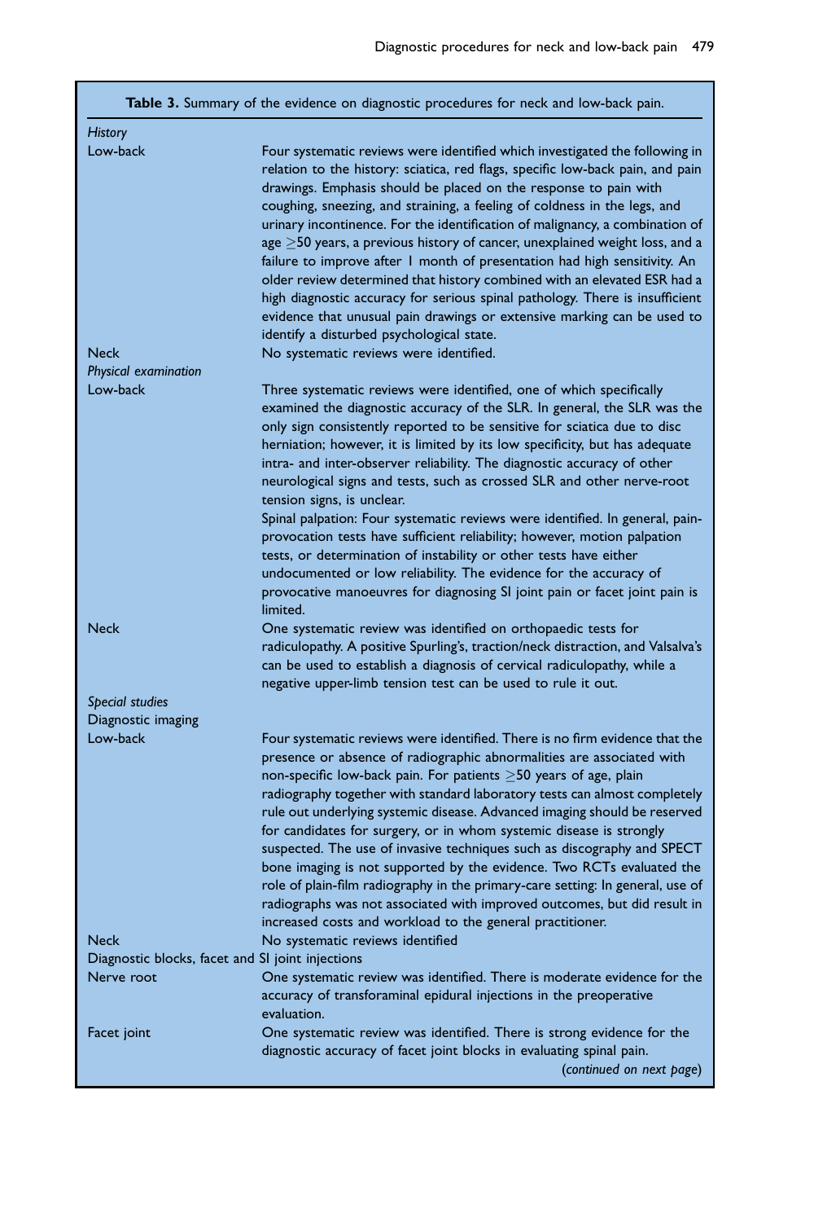**Table 3.** Summary of the evidence on diagnostic procedures for neck and low-back pain.

| | |
|---|---|
| *History* | |
| Low-back | Four systematic reviews were identified which investigated the following in relation to the history: sciatica, red flags, specific low-back pain, and pain drawings. Emphasis should be placed on the response to pain with coughing, sneezing, and straining, a feeling of coldness in the legs, and urinary incontinence. For the identification of malignancy, a combination of age ≥50 years, a previous history of cancer, unexplained weight loss, and a failure to improve after 1 month of presentation had high sensitivity. An older review determined that history combined with an elevated ESR had a high diagnostic accuracy for serious spinal pathology. There is insufficient evidence that unusual pain drawings or extensive marking can be used to identify a disturbed psychological state. |
| Neck | No systematic reviews were identified. |
| *Physical examination* | |
| Low-back | Three systematic reviews were identified, one of which specifically examined the diagnostic accuracy of the SLR. In general, the SLR was the only sign consistently reported to be sensitive for sciatica due to disc herniation; however, it is limited by its low specificity, but has adequate intra- and inter-observer reliability. The diagnostic accuracy of other neurological signs and tests, such as crossed SLR and other nerve-root tension signs, is unclear.<br>Spinal palpation: Four systematic reviews were identified. In general, pain-provocation tests have sufficient reliability; however, motion palpation tests, or determination of instability or other tests have either undocumented or low reliability. The evidence for the accuracy of provocative manoeuvres for diagnosing SI joint pain or facet joint pain is limited. |
| Neck | One systematic review was identified on orthopaedic tests for radiculopathy. A positive Spurling's, traction/neck distraction, and Valsalva's can be used to establish a diagnosis of cervical radiculopathy, while a negative upper-limb tension test can be used to rule it out. |
| *Special studies* | |
| Diagnostic imaging | |
| Low-back | Four systematic reviews were identified. There is no firm evidence that the presence or absence of radiographic abnormalities are associated with non-specific low-back pain. For patients ≥50 years of age, plain radiography together with standard laboratory tests can almost completely rule out underlying systemic disease. Advanced imaging should be reserved for candidates for surgery, or in whom systemic disease is strongly suspected. The use of invasive techniques such as discography and SPECT bone imaging is not supported by the evidence. Two RCTs evaluated the role of plain-film radiography in the primary-care setting: In general, use of radiographs was not associated with improved outcomes, but did result in increased costs and workload to the general practitioner. |
| Neck | No systematic reviews identified |
| Diagnostic blocks, facet and SI joint injections | |
| Nerve root | One systematic review was identified. There is moderate evidence for the accuracy of transforaminal epidural injections in the preoperative evaluation. |
| Facet joint | One systematic review was identified. There is strong evidence for the diagnostic accuracy of facet joint blocks in evaluating spinal pain. |

(*continued on next page*)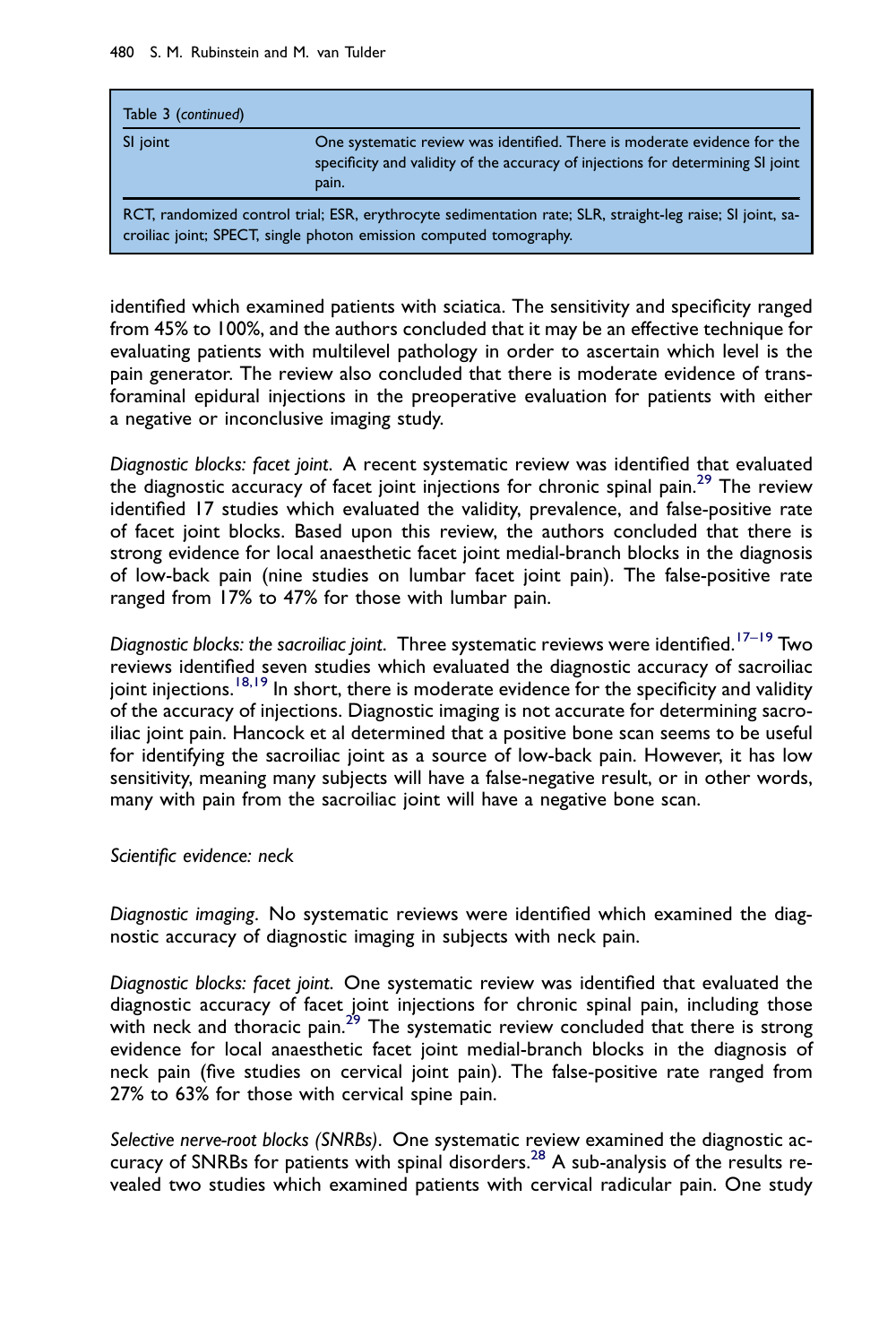| Table 3 (*continued*) | |
|---|---|
| SI joint | One systematic review was identified. There is moderate evidence for the specificity and validity of the accuracy of injections for determining SI joint pain. |

RCT, randomized control trial; ESR, erythrocyte sedimentation rate; SLR, straight-leg raise; SI joint, sacroiliac joint; SPECT, single photon emission computed tomography.

identified which examined patients with sciatica. The sensitivity and specificity ranged from 45% to 100%, and the authors concluded that it may be an effective technique for evaluating patients with multilevel pathology in order to ascertain which level is the pain generator. The review also concluded that there is moderate evidence of transforaminal epidural injections in the preoperative evaluation for patients with either a negative or inconclusive imaging study.

*Diagnostic blocks: facet joint*. A recent systematic review was identified that evaluated the diagnostic accuracy of facet joint injections for chronic spinal pain.[29] The review identified 17 studies which evaluated the validity, prevalence, and false-positive rate of facet joint blocks. Based upon this review, the authors concluded that there is strong evidence for local anaesthetic facet joint medial-branch blocks in the diagnosis of low-back pain (nine studies on lumbar facet joint pain). The false-positive rate ranged from 17% to 47% for those with lumbar pain.

*Diagnostic blocks: the sacroiliac joint*. Three systematic reviews were identified.[17–19] Two reviews identified seven studies which evaluated the diagnostic accuracy of sacroiliac joint injections.[18,19] In short, there is moderate evidence for the specificity and validity of the accuracy of injections. Diagnostic imaging is not accurate for determining sacroiliac joint pain. Hancock et al determined that a positive bone scan seems to be useful for identifying the sacroiliac joint as a source of low-back pain. However, it has low sensitivity, meaning many subjects will have a false-negative result, or in other words, many with pain from the sacroiliac joint will have a negative bone scan.

*Scientific evidence: neck*

*Diagnostic imaging*. No systematic reviews were identified which examined the diagnostic accuracy of diagnostic imaging in subjects with neck pain.

*Diagnostic blocks: facet joint*. One systematic review was identified that evaluated the diagnostic accuracy of facet joint injections for chronic spinal pain, including those with neck and thoracic pain.[29] The systematic review concluded that there is strong evidence for local anaesthetic facet joint medial-branch blocks in the diagnosis of neck pain (five studies on cervical joint pain). The false-positive rate ranged from 27% to 63% for those with cervical spine pain.

*Selective nerve-root blocks (SNRBs)*. One systematic review examined the diagnostic accuracy of SNRBs for patients with spinal disorders.[28] A sub-analysis of the results revealed two studies which examined patients with cervical radicular pain. One study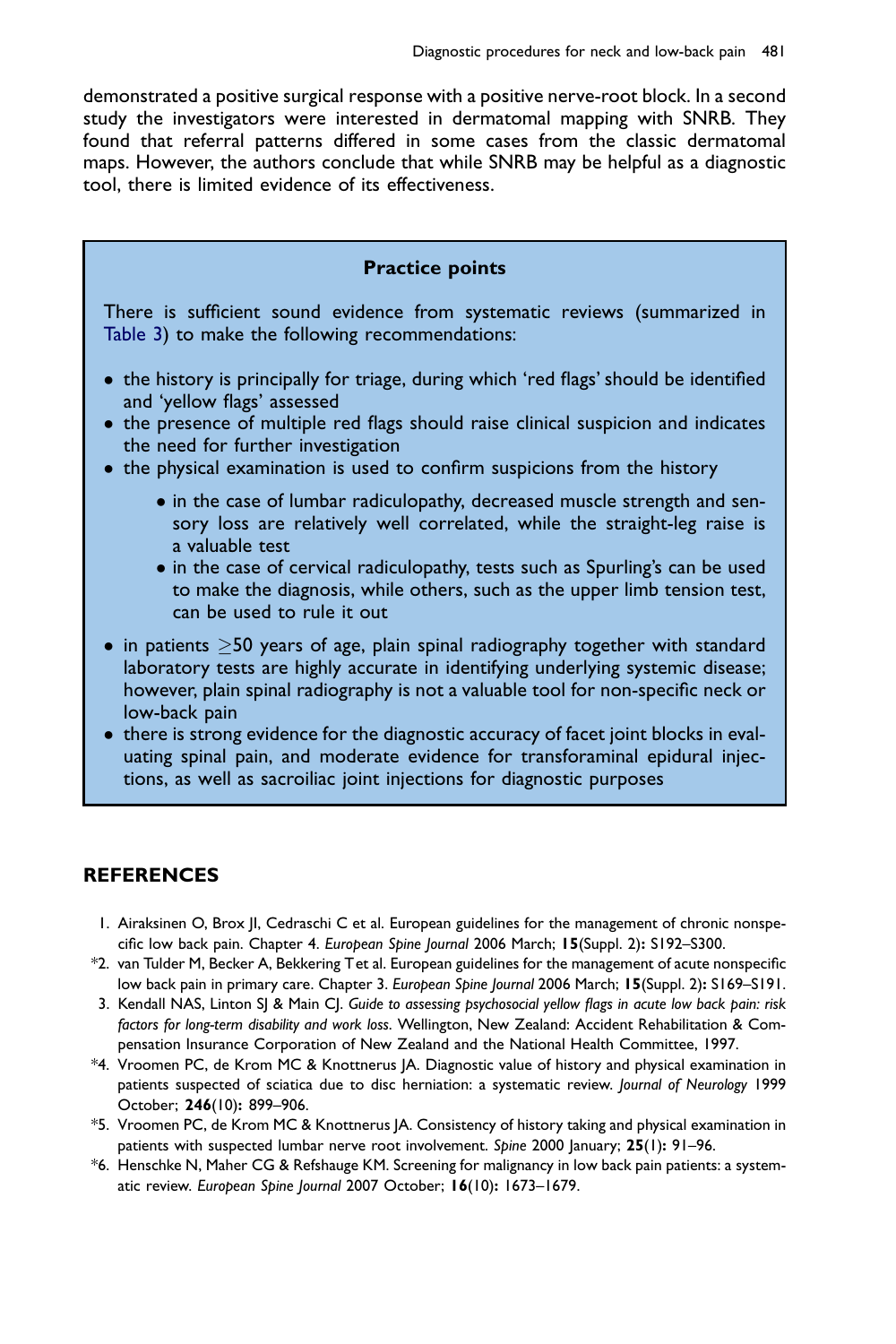demonstrated a positive surgical response with a positive nerve-root block. In a second study the investigators were interested in dermatomal mapping with SNRB. They found that referral patterns differed in some cases from the classic dermatomal maps. However, the authors conclude that while SNRB may be helpful as a diagnostic tool, there is limited evidence of its effectiveness.

**Practice points**

There is sufficient sound evidence from systematic reviews (summarized in Table 3) to make the following recommendations:

- the history is principally for triage, during which 'red flags' should be identified and 'yellow flags' assessed
- the presence of multiple red flags should raise clinical suspicion and indicates the need for further investigation
- the physical examination is used to confirm suspicions from the history
  - in the case of lumbar radiculopathy, decreased muscle strength and sensory loss are relatively well correlated, while the straight-leg raise is a valuable test
  - in the case of cervical radiculopathy, tests such as Spurling's can be used to make the diagnosis, while others, such as the upper limb tension test, can be used to rule it out
- in patients $\geq$50 years of age, plain spinal radiography together with standard laboratory tests are highly accurate in identifying underlying systemic disease; however, plain spinal radiography is not a valuable tool for non-specific neck or low-back pain
- there is strong evidence for the diagnostic accuracy of facet joint blocks in evaluating spinal pain, and moderate evidence for transforaminal epidural injections, as well as sacroiliac joint injections for diagnostic purposes

## REFERENCES

1. Airaksinen O, Brox JI, Cedraschi C et al. European guidelines for the management of chronic nonspecific low back pain. Chapter 4. *European Spine Journal* 2006 March; **15**(Suppl. 2)**:** S192–S300.

*2. van Tulder M, Becker A, Bekkering T et al. European guidelines for the management of acute nonspecific low back pain in primary care. Chapter 3. *European Spine Journal* 2006 March; **15**(Suppl. 2)**:** S169–S191.

3. Kendall NAS, Linton SJ & Main CJ. *Guide to assessing psychosocial yellow flags in acute low back pain: risk factors for long-term disability and work loss.* Wellington, New Zealand: Accident Rehabilitation & Compensation Insurance Corporation of New Zealand and the National Health Committee, 1997.

*4. Vroomen PC, de Krom MC & Knottnerus JA. Diagnostic value of history and physical examination in patients suspected of sciatica due to disc herniation: a systematic review. *Journal of Neurology* 1999 October; **246**(10)**:** 899–906.

*5. Vroomen PC, de Krom MC & Knottnerus JA. Consistency of history taking and physical examination in patients with suspected lumbar nerve root involvement. *Spine* 2000 January; **25**(1)**:** 91–96.

*6. Henschke N, Maher CG & Refshauge KM. Screening for malignancy in low back pain patients: a systematic review. *European Spine Journal* 2007 October; **16**(10)**:** 1673–1679.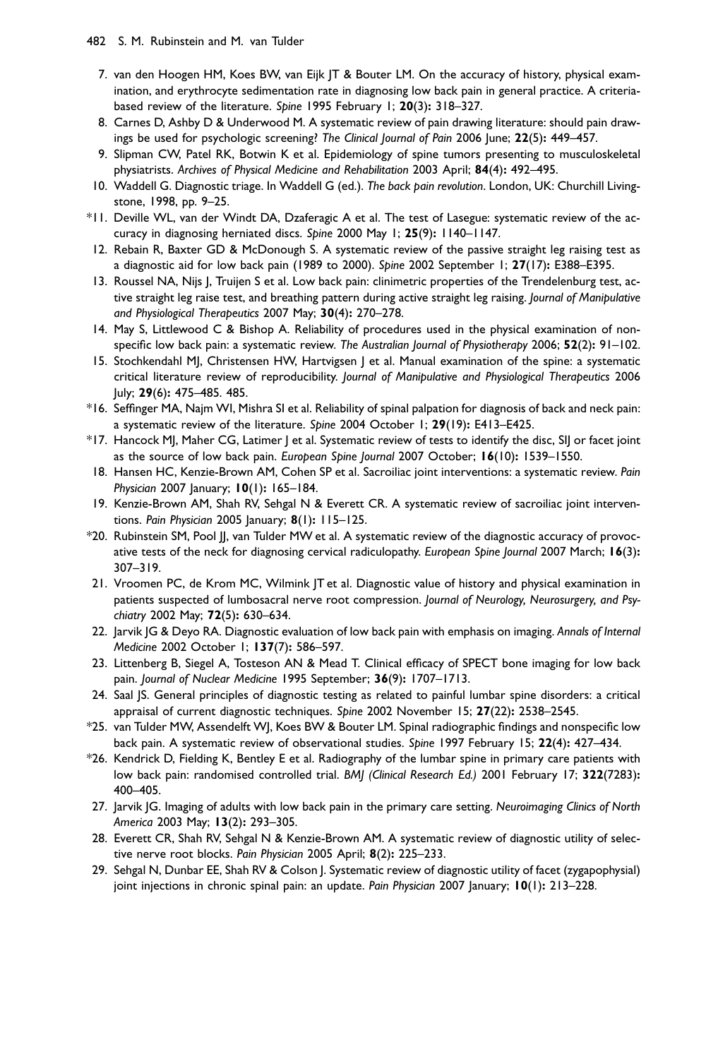7. van den Hoogen HM, Koes BW, van Eijk JT & Bouter LM. On the accuracy of history, physical examination, and erythrocyte sedimentation rate in diagnosing low back pain in general practice. A criteria-based review of the literature. *Spine* 1995 February 1; **20**(3)**:** 318–327.
8. Carnes D, Ashby D & Underwood M. A systematic review of pain drawing literature: should pain drawings be used for psychologic screening? *The Clinical Journal of Pain* 2006 June; **22**(5)**:** 449–457.
9. Slipman CW, Patel RK, Botwin K et al. Epidemiology of spine tumors presenting to musculoskeletal physiatrists. *Archives of Physical Medicine and Rehabilitation* 2003 April; **84**(4)**:** 492–495.
10. Waddell G. Diagnostic triage. In Waddell G (ed.). *The back pain revolution*. London, UK: Churchill Livingstone, 1998, pp. 9–25.

*11. Deville WL, van der Windt DA, Dzaferagic A et al. The test of Lasegue: systematic review of the accuracy in diagnosing herniated discs. *Spine* 2000 May 1; **25**(9)**:** 1140–1147.

12. Rebain R, Baxter GD & McDonough S. A systematic review of the passive straight leg raising test as a diagnostic aid for low back pain (1989 to 2000). *Spine* 2002 September 1; **27**(17)**:** E388–E395.
13. Roussel NA, Nijs J, Truijen S et al. Low back pain: clinimetric properties of the Trendelenburg test, active straight leg raise test, and breathing pattern during active straight leg raising. *Journal of Manipulative and Physiological Therapeutics* 2007 May; **30**(4)**:** 270–278.
14. May S, Littlewood C & Bishop A. Reliability of procedures used in the physical examination of non-specific low back pain: a systematic review. *The Australian Journal of Physiotherapy* 2006; **52**(2)**:** 91–102.
15. Stochkendahl MJ, Christensen HW, Hartvigsen J et al. Manual examination of the spine: a systematic critical literature review of reproducibility. *Journal of Manipulative and Physiological Therapeutics* 2006 July; **29**(6)**:** 475–485. 485.

*16. Seffinger MA, Najm WI, Mishra SI et al. Reliability of spinal palpation for diagnosis of back and neck pain: a systematic review of the literature. *Spine* 2004 October 1; **29**(19)**:** E413–E425.

*17. Hancock MJ, Maher CG, Latimer J et al. Systematic review of tests to identify the disc, SIJ or facet joint as the source of low back pain. *European Spine Journal* 2007 October; **16**(10)**:** 1539–1550.

18. Hansen HC, Kenzie-Brown AM, Cohen SP et al. Sacroiliac joint interventions: a systematic review. *Pain Physician* 2007 January; **10**(1)**:** 165–184.
19. Kenzie-Brown AM, Shah RV, Sehgal N & Everett CR. A systematic review of sacroiliac joint interventions. *Pain Physician* 2005 January; **8**(1)**:** 115–125.

*20. Rubinstein SM, Pool JJ, van Tulder MW et al. A systematic review of the diagnostic accuracy of provocative tests of the neck for diagnosing cervical radiculopathy. *European Spine Journal* 2007 March; **16**(3)**:** 307–319.

21. Vroomen PC, de Krom MC, Wilmink JT et al. Diagnostic value of history and physical examination in patients suspected of lumbosacral nerve root compression. *Journal of Neurology, Neurosurgery, and Psychiatry* 2002 May; **72**(5)**:** 630–634.
22. Jarvik JG & Deyo RA. Diagnostic evaluation of low back pain with emphasis on imaging. *Annals of Internal Medicine* 2002 October 1; **137**(7)**:** 586–597.
23. Littenberg B, Siegel A, Tosteson AN & Mead T. Clinical efficacy of SPECT bone imaging for low back pain. *Journal of Nuclear Medicine* 1995 September; **36**(9)**:** 1707–1713.
24. Saal JS. General principles of diagnostic testing as related to painful lumbar spine disorders: a critical appraisal of current diagnostic techniques. *Spine* 2002 November 15; **27**(22)**:** 2538–2545.

*25. van Tulder MW, Assendelft WJ, Koes BW & Bouter LM. Spinal radiographic findings and nonspecific low back pain. A systematic review of observational studies. *Spine* 1997 February 15; **22**(4)**:** 427–434.

*26. Kendrick D, Fielding K, Bentley E et al. Radiography of the lumbar spine in primary care patients with low back pain: randomised controlled trial. *BMJ (Clinical Research Ed.)* 2001 February 17; **322**(7283)**:** 400–405.

27. Jarvik JG. Imaging of adults with low back pain in the primary care setting. *Neuroimaging Clinics of North America* 2003 May; **13**(2)**:** 293–305.
28. Everett CR, Shah RV, Sehgal N & Kenzie-Brown AM. A systematic review of diagnostic utility of selective nerve root blocks. *Pain Physician* 2005 April; **8**(2)**:** 225–233.
29. Sehgal N, Dunbar EE, Shah RV & Colson J. Systematic review of diagnostic utility of facet (zygapophysial) joint injections in chronic spinal pain: an update. *Pain Physician* 2007 January; **10**(1)**:** 213–228.